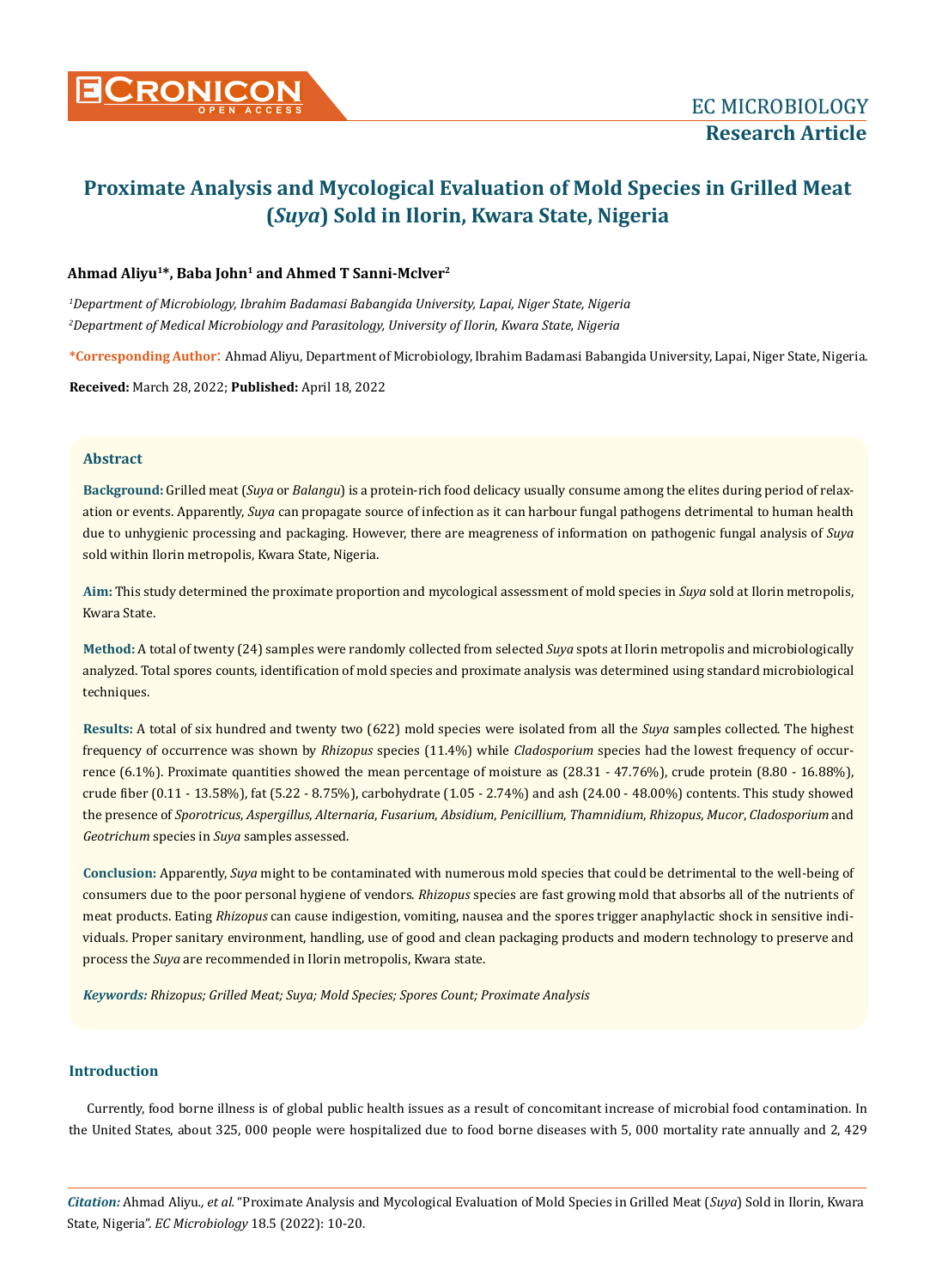# Proximate Analysis and Mycological Evaluation of Mold Species in Grilled Meat (*Suya*) Sold in Ilorin, Kwara State, Nigeria

**Ahmad Aliyu[1]*, Baba John[1] and Ahmed T Sanni-McIver[2]**

[1]*Department of Microbiology, Ibrahim Badamasi Babangida University, Lapai, Niger State, Nigeria*

[2]*Department of Medical Microbiology and Parasitology, University of Ilorin, Kwara State, Nigeria*

***Corresponding Author:** Ahmad Aliyu, Department of Microbiology, Ibrahim Badamasi Babangida University, Lapai, Niger State, Nigeria.

**Received:** March 28, 2022; **Published:** April 18, 2022

## Abstract

**Background:** Grilled meat (*Suya* or *Balangu*) is a protein-rich food delicacy usually consume among the elites during period of relaxation or events. Apparently, *Suya* can propagate source of infection as it can harbour fungal pathogens detrimental to human health due to unhygienic processing and packaging. However, there are meagreness of information on pathogenic fungal analysis of *Suya* sold within Ilorin metropolis, Kwara State, Nigeria.

**Aim:** This study determined the proximate proportion and mycological assessment of mold species in *Suya* sold at Ilorin metropolis, Kwara State.

**Method:** A total of twenty (24) samples were randomly collected from selected *Suya* spots at Ilorin metropolis and microbiologically analyzed. Total spores counts, identification of mold species and proximate analysis was determined using standard microbiological techniques.

**Results:** A total of six hundred and twenty two (622) mold species were isolated from all the *Suya* samples collected. The highest frequency of occurrence was shown by *Rhizopus* species (11.4%) while *Cladosporium* species had the lowest frequency of occurrence (6.1%). Proximate quantities showed the mean percentage of moisture as (28.31 - 47.76%), crude protein (8.80 - 16.88%), crude fiber (0.11 - 13.58%), fat (5.22 - 8.75%), carbohydrate (1.05 - 2.74%) and ash (24.00 - 48.00%) contents. This study showed the presence of *Sporotricus*, *Aspergillus*, *Alternaria*, *Fusarium*, *Absidium*, *Penicillium*, *Thamnidium*, *Rhizopus*, *Mucor*, *Cladosporium* and *Geotrichum* species in *Suya* samples assessed.

**Conclusion:** Apparently, *Suya* might to be contaminated with numerous mold species that could be detrimental to the well-being of consumers due to the poor personal hygiene of vendors. *Rhizopus* species are fast growing mold that absorbs all of the nutrients of meat products. Eating *Rhizopus* can cause indigestion, vomiting, nausea and the spores trigger anaphylactic shock in sensitive individuals. Proper sanitary environment, handling, use of good and clean packaging products and modern technology to preserve and process the *Suya* are recommended in Ilorin metropolis, Kwara state.

***Keywords:** Rhizopus; Grilled Meat; Suya; Mold Species; Spores Count; Proximate Analysis*

## Introduction

Currently, food borne illness is of global public health issues as a result of concomitant increase of microbial food contamination. In the United States, about 325, 000 people were hospitalized due to food borne diseases with 5, 000 mortality rate annually and 2, 429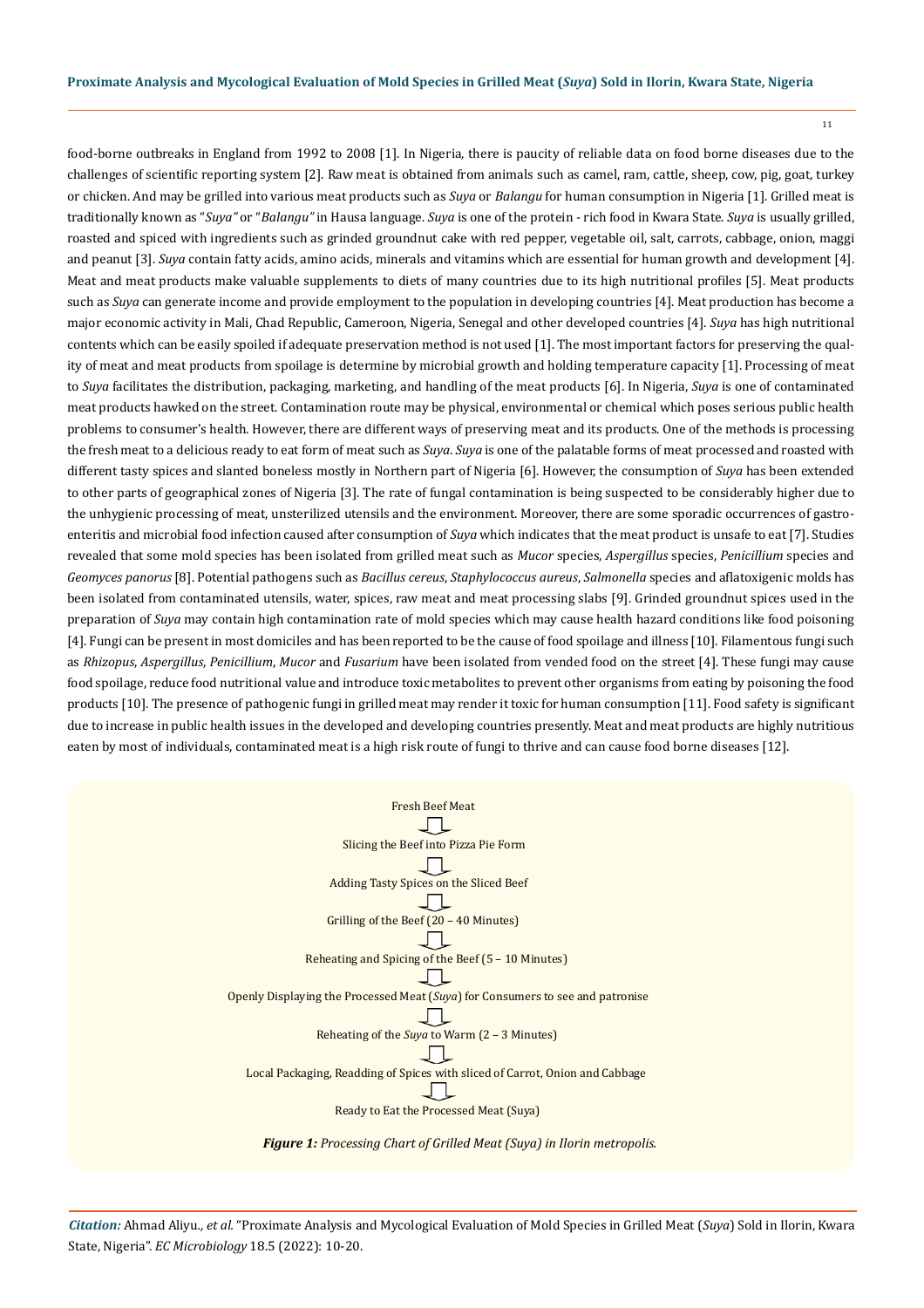food-borne outbreaks in England from 1992 to 2008 [1]. In Nigeria, there is paucity of reliable data on food borne diseases due to the challenges of scientific reporting system [2]. Raw meat is obtained from animals such as camel, ram, cattle, sheep, cow, pig, goat, turkey or chicken. And may be grilled into various meat products such as *Suya* or *Balangu* for human consumption in Nigeria [1]. Grilled meat is traditionally known as "*Suya"* or "*Balangu"* in Hausa language. *Suya* is one of the protein - rich food in Kwara State. *Suya* is usually grilled, roasted and spiced with ingredients such as grinded groundnut cake with red pepper, vegetable oil, salt, carrots, cabbage, onion, maggi and peanut [3]. *Suya* contain fatty acids, amino acids, minerals and vitamins which are essential for human growth and development [4]. Meat and meat products make valuable supplements to diets of many countries due to its high nutritional profiles [5]. Meat products such as *Suya* can generate income and provide employment to the population in developing countries [4]. Meat production has become a major economic activity in Mali, Chad Republic, Cameroon, Nigeria, Senegal and other developed countries [4]. *Suya* has high nutritional contents which can be easily spoiled if adequate preservation method is not used [1]. The most important factors for preserving the quality of meat and meat products from spoilage is determine by microbial growth and holding temperature capacity [1]. Processing of meat to *Suya* facilitates the distribution, packaging, marketing, and handling of the meat products [6]. In Nigeria, *Suya* is one of contaminated meat products hawked on the street. Contamination route may be physical, environmental or chemical which poses serious public health problems to consumer's health. However, there are different ways of preserving meat and its products. One of the methods is processing the fresh meat to a delicious ready to eat form of meat such as *Suya*. *Suya* is one of the palatable forms of meat processed and roasted with different tasty spices and slanted boneless mostly in Northern part of Nigeria [6]. However, the consumption of *Suya* has been extended to other parts of geographical zones of Nigeria [3]. The rate of fungal contamination is being suspected to be considerably higher due to the unhygienic processing of meat, unsterilized utensils and the environment. Moreover, there are some sporadic occurrences of gastroenteritis and microbial food infection caused after consumption of *Suya* which indicates that the meat product is unsafe to eat [7]. Studies revealed that some mold species has been isolated from grilled meat such as *Mucor* species, *Aspergillus* species, *Penicillium* species and *Geomyces panorus* [8]. Potential pathogens such as *Bacillus cereus*, *Staphylococcus aureus*, *Salmonella* species and aflatoxigenic molds has been isolated from contaminated utensils, water, spices, raw meat and meat processing slabs [9]. Grinded groundnut spices used in the preparation of *Suya* may contain high contamination rate of mold species which may cause health hazard conditions like food poisoning [4]. Fungi can be present in most domiciles and has been reported to be the cause of food spoilage and illness [10]. Filamentous fungi such as *Rhizopus*, *Aspergillus*, *Penicillium*, *Mucor* and *Fusarium* have been isolated from vended food on the street [4]. These fungi may cause food spoilage, reduce food nutritional value and introduce toxic metabolites to prevent other organisms from eating by poisoning the food products [10]. The presence of pathogenic fungi in grilled meat may render it toxic for human consumption [11]. Food safety is significant due to increase in public health issues in the developed and developing countries presently. Meat and meat products are highly nutritious eaten by most of individuals, contaminated meat is a high risk route of fungi to thrive and can cause food borne diseases [12].

Fresh Beef Meat

Slicing the Beef into Pizza Pie Form

Adding Tasty Spices on the Sliced Beef

Grilling of the Beef (20 – 40 Minutes)

Reheating and Spicing of the Beef (5 – 10 Minutes)

Openly Displaying the Processed Meat (*Suya*) for Consumers to see and patronise

Reheating of the *Suya* to Warm (2 – 3 Minutes)

Local Packaging, Readding of Spices with sliced of Carrot, Onion and Cabbage

Ready to Eat the Processed Meat (Suya)

***Figure 1:** Processing Chart of Grilled Meat (Suya) in Ilorin metropolis.*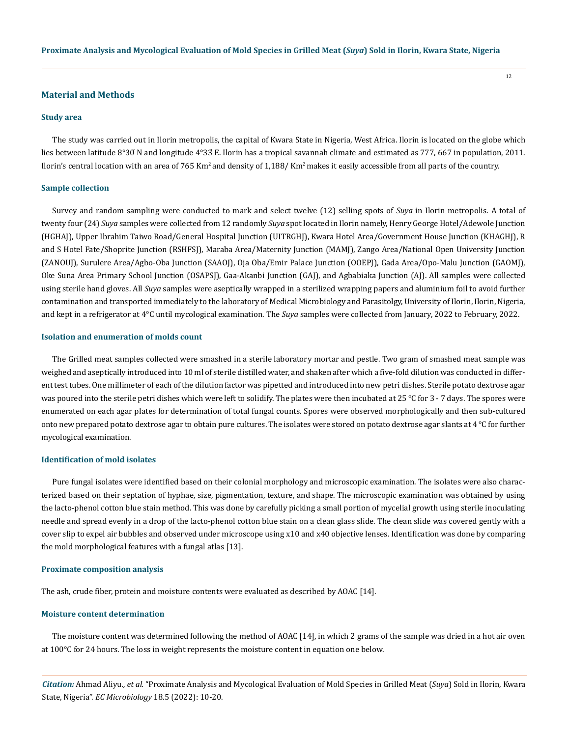## Material and Methods

### Study area

The study was carried out in Ilorin metropolis, the capital of Kwara State in Nigeria, West Africa. Ilorin is located on the globe which lies between latitude 8°30̍ N and longitude 4°33̍ E. Ilorin has a tropical savannah climate and estimated as 777, 667 in population, 2011. Ilorin's central location with an area of 765 $Km^2$ and density of 1,188/ $Km^2$ makes it easily accessible from all parts of the country.

### Sample collection

Survey and random sampling were conducted to mark and select twelve (12) selling spots of *Suya* in Ilorin metropolis. A total of twenty four (24) *Suya* samples were collected from 12 randomly *Suya* spot located in Ilorin namely, Henry George Hotel/Adewole Junction (HGHAJ), Upper Ibrahim Taiwo Road/General Hospital Junction (UITRGHJ), Kwara Hotel Area/Government House Junction (KHAGHJ), R and S Hotel Fate/Shoprite Junction (RSHFSJ), Maraba Area/Maternity Junction (MAMJ), Zango Area/National Open University Junction (ZANOUJ), Surulere Area/Agbo-Oba Junction (SAAOJ), Oja Oba/Emir Palace Junction (OOEPJ), Gada Area/Opo-Malu Junction (GAOMJ), Oke Suna Area Primary School Junction (OSAPSJ), Gaa-Akanbi Junction (GAJ), and Agbabiaka Junction (AJ). All samples were collected using sterile hand gloves. All *Suya* samples were aseptically wrapped in a sterilized wrapping papers and aluminium foil to avoid further contamination and transported immediately to the laboratory of Medical Microbiology and Parasitolgy, University of Ilorin, Ilorin, Nigeria, and kept in a refrigerator at 4°C until mycological examination. The *Suya* samples were collected from January, 2022 to February, 2022.

### Isolation and enumeration of molds count

The Grilled meat samples collected were smashed in a sterile laboratory mortar and pestle. Two gram of smashed meat sample was weighed and aseptically introduced into 10 ml of sterile distilled water, and shaken after which a five-fold dilution was conducted in different test tubes. One millimeter of each of the dilution factor was pipetted and introduced into new petri dishes. Sterile potato dextrose agar was poured into the sterile petri dishes which were left to solidify. The plates were then incubated at 25 °C for 3 - 7 days. The spores were enumerated on each agar plates for determination of total fungal counts. Spores were observed morphologically and then sub-cultured onto new prepared potato dextrose agar to obtain pure cultures. The isolates were stored on potato dextrose agar slants at 4 °C for further mycological examination.

### Identification of mold isolates

Pure fungal isolates were identified based on their colonial morphology and microscopic examination. The isolates were also characterized based on their septation of hyphae, size, pigmentation, texture, and shape. The microscopic examination was obtained by using the lacto-phenol cotton blue stain method. This was done by carefully picking a small portion of mycelial growth using sterile inoculating needle and spread evenly in a drop of the lacto-phenol cotton blue stain on a clean glass slide. The clean slide was covered gently with a cover slip to expel air bubbles and observed under microscope using x10 and x40 objective lenses. Identification was done by comparing the mold morphological features with a fungal atlas [13].

### Proximate composition analysis

The ash, crude fiber, protein and moisture contents were evaluated as described by AOAC [14].

### Moisture content determination

The moisture content was determined following the method of AOAC [14], in which 2 grams of the sample was dried in a hot air oven at 100°C for 24 hours. The loss in weight represents the moisture content in equation one below.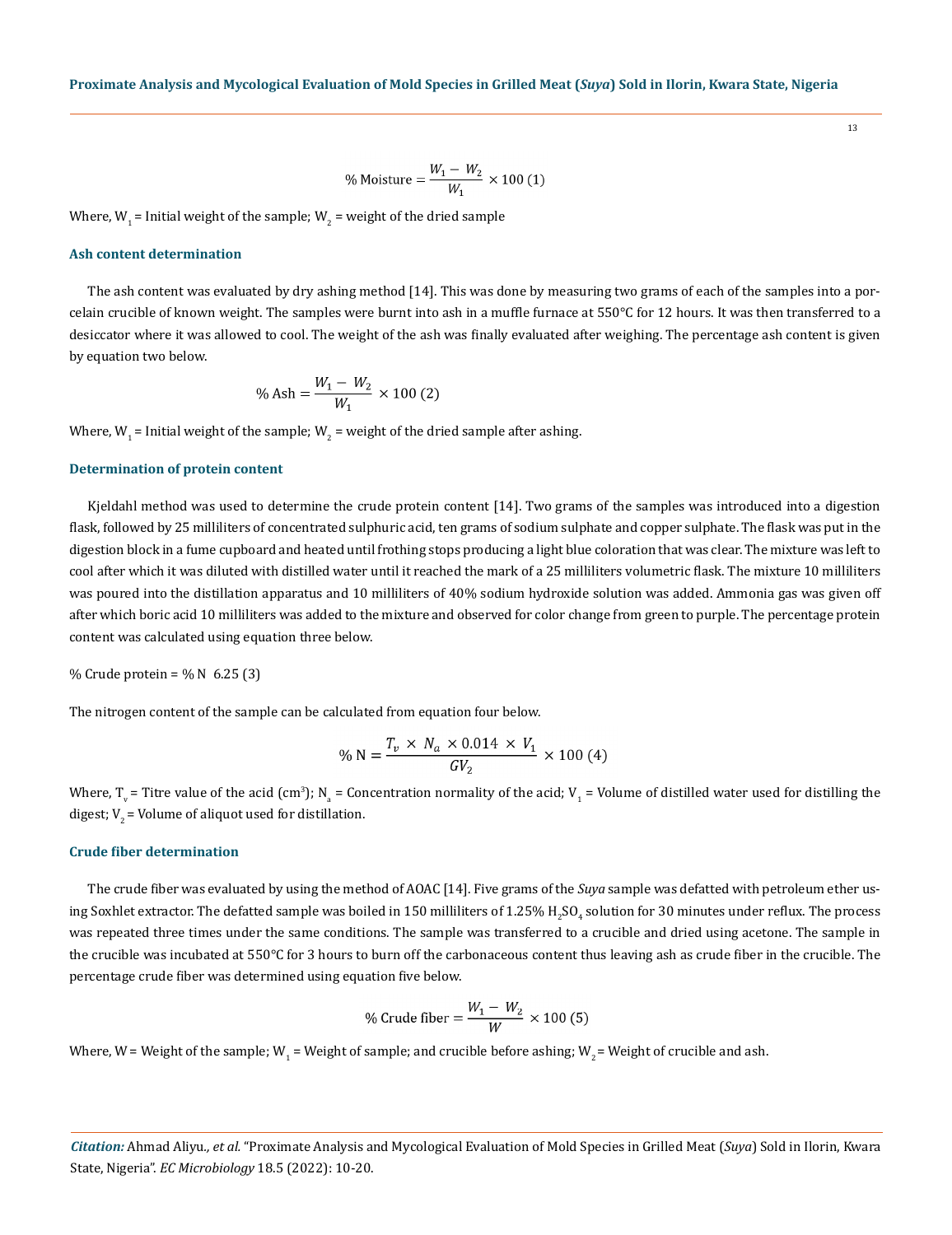$$\% \text{ Moisture} = \frac{W_1 - W_2}{W_1} \times 100 \ (1)$$

Where, $W_1$ = Initial weight of the sample; $W_2$ = weight of the dried sample

### Ash content determination

The ash content was evaluated by dry ashing method [14]. This was done by measuring two grams of each of the samples into a porcelain crucible of known weight. The samples were burnt into ash in a muffle furnace at 550°C for 12 hours. It was then transferred to a desiccator where it was allowed to cool. The weight of the ash was finally evaluated after weighing. The percentage ash content is given by equation two below.

$$\% \text{ Ash} = \frac{W_1 - W_2}{W_1} \times 100 \ (2)$$

Where, $W_1$ = Initial weight of the sample; $W_2$ = weight of the dried sample after ashing.

### Determination of protein content

Kjeldahl method was used to determine the crude protein content [14]. Two grams of the samples was introduced into a digestion flask, followed by 25 milliliters of concentrated sulphuric acid, ten grams of sodium sulphate and copper sulphate. The flask was put in the digestion block in a fume cupboard and heated until frothing stops producing a light blue coloration that was clear. The mixture was left to cool after which it was diluted with distilled water until it reached the mark of a 25 milliliters volumetric flask. The mixture 10 milliliters was poured into the distillation apparatus and 10 milliliters of 40% sodium hydroxide solution was added. Ammonia gas was given off after which boric acid 10 milliliters was added to the mixture and observed for color change from green to purple. The percentage protein content was calculated using equation three below.

% Crude protein = % N  6.25 (3)

The nitrogen content of the sample can be calculated from equation four below.

$$\% \text{ N} = \frac{T_v \times N_a \times 0.014 \times V_1}{GV_2} \times 100 \ (4)$$

Where, $T_v$ = Titre value of the acid ($cm^3$); $N_a$ = Concentration normality of the acid; $V_1$ = Volume of distilled water used for distilling the digest; $V_2$ = Volume of aliquot used for distillation.

### Crude fiber determination

The crude fiber was evaluated by using the method of AOAC [14]. Five grams of the *Suya* sample was defatted with petroleum ether using Soxhlet extractor. The defatted sample was boiled in 150 milliliters of 1.25% $H_2SO_4$ solution for 30 minutes under reflux. The process was repeated three times under the same conditions. The sample was transferred to a crucible and dried using acetone. The sample in the crucible was incubated at 550°C for 3 hours to burn off the carbonaceous content thus leaving ash as crude fiber in the crucible. The percentage crude fiber was determined using equation five below.

$$\% \text{ Crude fiber} = \frac{W_1 - W_2}{W} \times 100 \ (5)$$

Where, W = Weight of the sample; $W_1$ = Weight of sample; and crucible before ashing; $W_2$ = Weight of crucible and ash.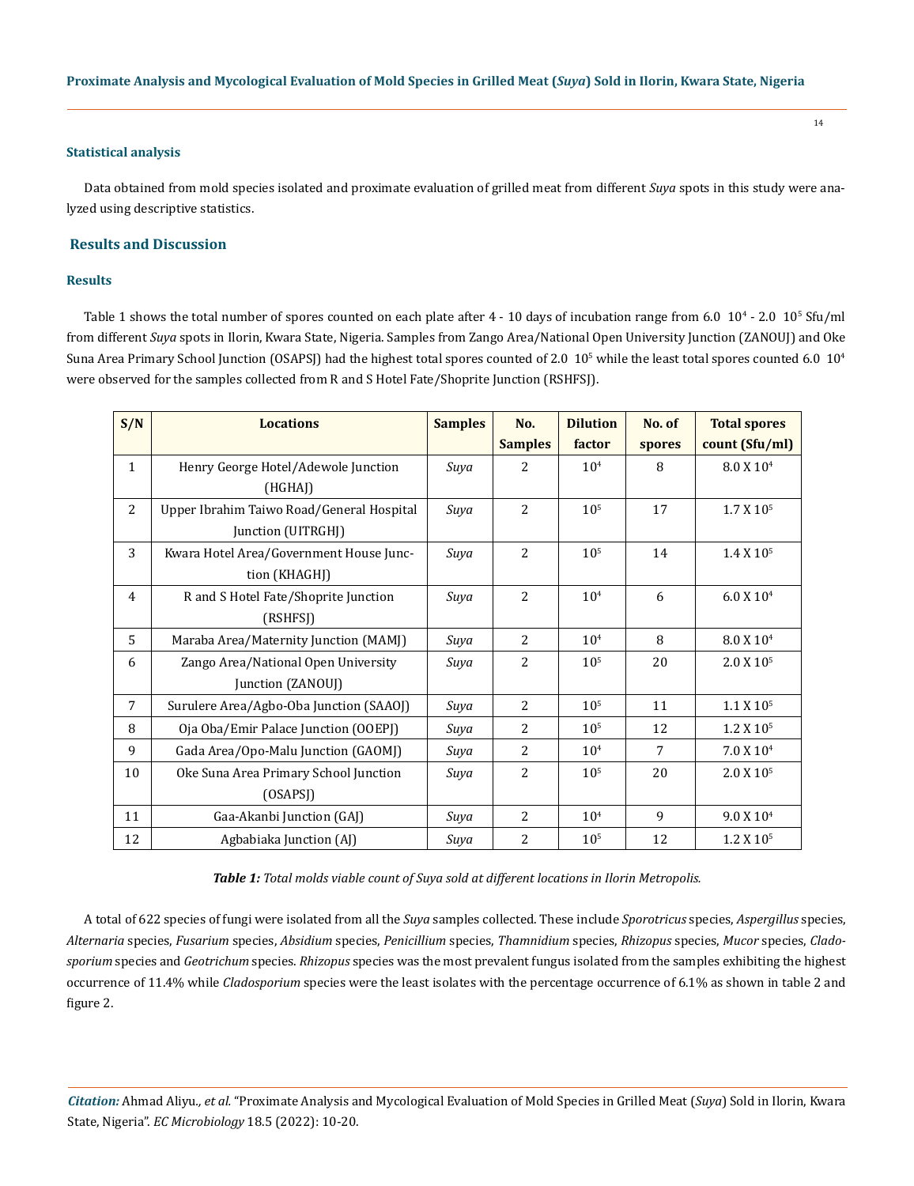### Statistical analysis

Data obtained from mold species isolated and proximate evaluation of grilled meat from different *Suya* spots in this study were analyzed using descriptive statistics.

## Results and Discussion

### Results

Table 1 shows the total number of spores counted on each plate after 4 - 10 days of incubation range from 6.0 $10^4$ - 2.0 $10^5$ Sfu/ml from different *Suya* spots in Ilorin, Kwara State, Nigeria. Samples from Zango Area/National Open University Junction (ZANOUJ) and Oke Suna Area Primary School Junction (OSAPSJ) had the highest total spores counted of 2.0 $10^5$ while the least total spores counted 6.0 $10^4$ were observed for the samples collected from R and S Hotel Fate/Shoprite Junction (RSHFSJ).

| S/N | Locations | Samples | No. Samples | Dilution factor | No. of spores | Total spores count (Sfu/ml) |
|---|---|---|---|---|---|---|
| 1 | Henry George Hotel/Adewole Junction (HGHAJ) | *Suya* | 2 | $10^4$ | 8 | 8.0 X $10^4$ |
| 2 | Upper Ibrahim Taiwo Road/General Hospital Junction (UITRGHJ) | *Suya* | 2 | $10^5$ | 17 | 1.7 X $10^5$ |
| 3 | Kwara Hotel Area/Government House Junction (KHAGHJ) | *Suya* | 2 | $10^5$ | 14 | 1.4 X $10^5$ |
| 4 | R and S Hotel Fate/Shoprite Junction (RSHFSJ) | *Suya* | 2 | $10^4$ | 6 | 6.0 X $10^4$ |
| 5 | Maraba Area/Maternity Junction (MAMJ) | *Suya* | 2 | $10^4$ | 8 | 8.0 X $10^4$ |
| 6 | Zango Area/National Open University Junction (ZANOUJ) | *Suya* | 2 | $10^5$ | 20 | 2.0 X $10^5$ |
| 7 | Surulere Area/Agbo-Oba Junction (SAAOJ) | *Suya* | 2 | $10^5$ | 11 | 1.1 X $10^5$ |
| 8 | Oja Oba/Emir Palace Junction (OOEPJ) | *Suya* | 2 | $10^5$ | 12 | 1.2 X $10^5$ |
| 9 | Gada Area/Opo-Malu Junction (GAOMJ) | *Suya* | 2 | $10^4$ | 7 | 7.0 X $10^4$ |
| 10 | Oke Suna Area Primary School Junction (OSAPSJ) | *Suya* | 2 | $10^5$ | 20 | 2.0 X $10^5$ |
| 11 | Gaa-Akanbi Junction (GAJ) | *Suya* | 2 | $10^4$ | 9 | 9.0 X $10^4$ |
| 12 | Agbabiaka Junction (AJ) | *Suya* | 2 | $10^5$ | 12 | 1.2 X $10^5$ |

***Table 1:** Total molds viable count of Suya sold at different locations in Ilorin Metropolis.*

A total of 622 species of fungi were isolated from all the *Suya* samples collected. These include *Sporotricus* species, *Aspergillus* species, *Alternaria* species, *Fusarium* species, *Absidium* species, *Penicillium* species, *Thamnidium* species, *Rhizopus* species, *Mucor* species, *Cladosporium* species and *Geotrichum* species. *Rhizopus* species was the most prevalent fungus isolated from the samples exhibiting the highest occurrence of 11.4% while *Cladosporium* species were the least isolates with the percentage occurrence of 6.1% as shown in table 2 and figure 2.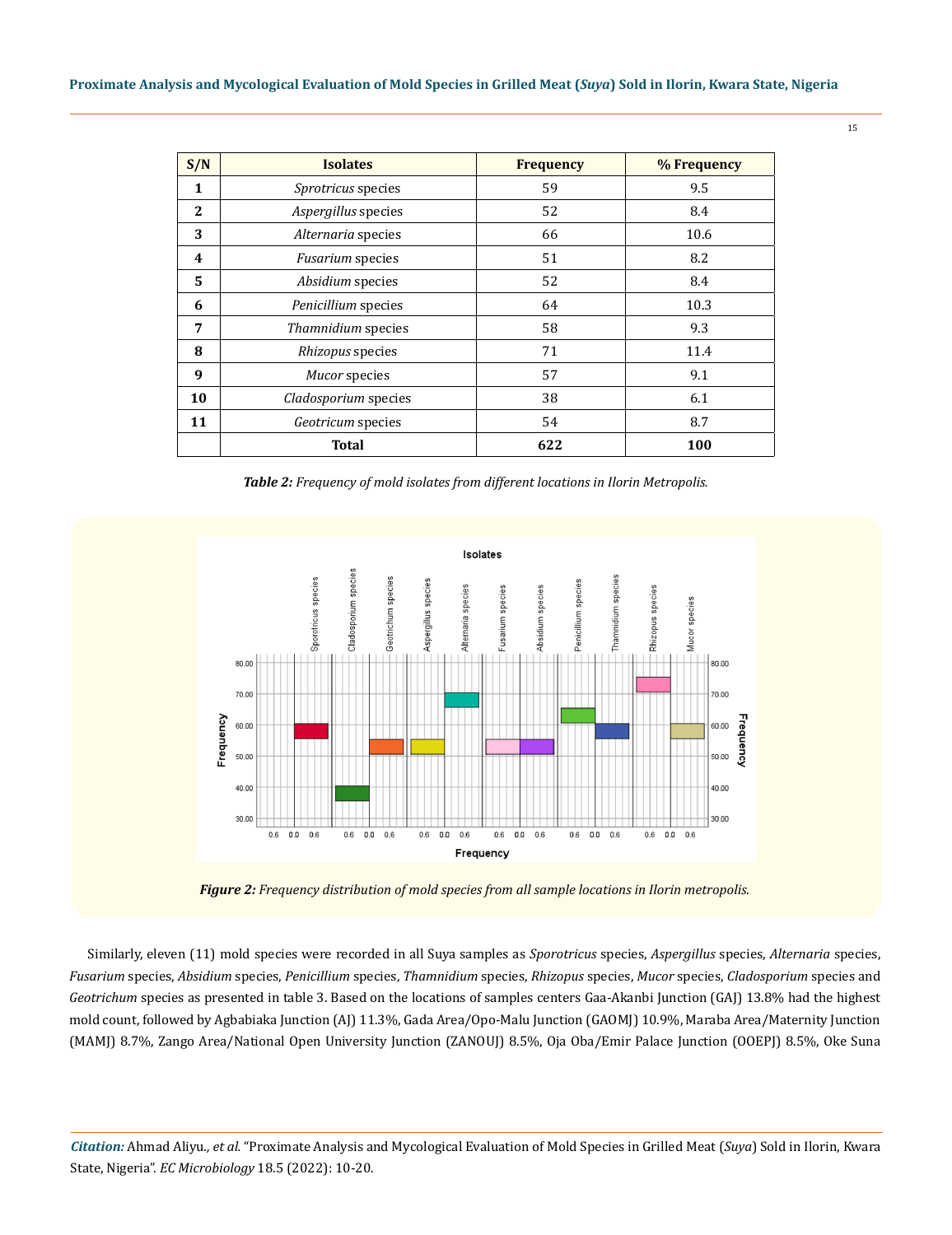| S/N | Isolates | Frequency | % Frequency |
|---|---|---|---|
| 1 | *Sprotricus* species | 59 | 9.5 |
| 2 | *Aspergillus* species | 52 | 8.4 |
| 3 | *Alternaria* species | 66 | 10.6 |
| 4 | *Fusarium* species | 51 | 8.2 |
| 5 | *Absidium* species | 52 | 8.4 |
| 6 | *Penicillium* species | 64 | 10.3 |
| 7 | *Thamnidium* species | 58 | 9.3 |
| 8 | *Rhizopus* species | 71 | 11.4 |
| 9 | *Mucor* species | 57 | 9.1 |
| 10 | *Cladosporium* species | 38 | 6.1 |
| 11 | *Geotricum* species | 54 | 8.7 |
| | **Total** | **622** | **100** |

***Table 2:*** *Frequency of mold isolates from different locations in Ilorin Metropolis.*

Isolates

Sporotricus species, Cladosporium species, Geotrichum species, Aspergillus species, Alternaria species, Fusarium species, Absidium species, Penicillium species, Thamnidium species, Rhizopus species, Mucor species

Frequency

80.00
70.00
60.00
50.00
40.00
30.00

0.6 0.0 0.6 0.6 0.0 0.6 0.6 0.0 0.6 0.6 0.0 0.6 0.6 0.0 0.6 0.6 0.0 0.6

Frequency

***Figure 2:*** *Frequency distribution of mold species from all sample locations in Ilorin metropolis.*

Similarly, eleven (11) mold species were recorded in all Suya samples as *Sporotricus* species, *Aspergillus* species, *Alternaria* species, *Fusarium* species, *Absidium* species, *Penicillium* species, *Thamnidium* species, *Rhizopus* species, *Mucor* species, *Cladosporium* species and *Geotrichum* species as presented in table 3. Based on the locations of samples centers Gaa-Akanbi Junction (GAJ) 13.8% had the highest mold count, followed by Agbabiaka Junction (AJ) 11.3%, Gada Area/Opo-Malu Junction (GAOMJ) 10.9%, Maraba Area/Maternity Junction (MAMJ) 8.7%, Zango Area/National Open University Junction (ZANOUJ) 8.5%, Oja Oba/Emir Palace Junction (OOEPJ) 8.5%, Oke Suna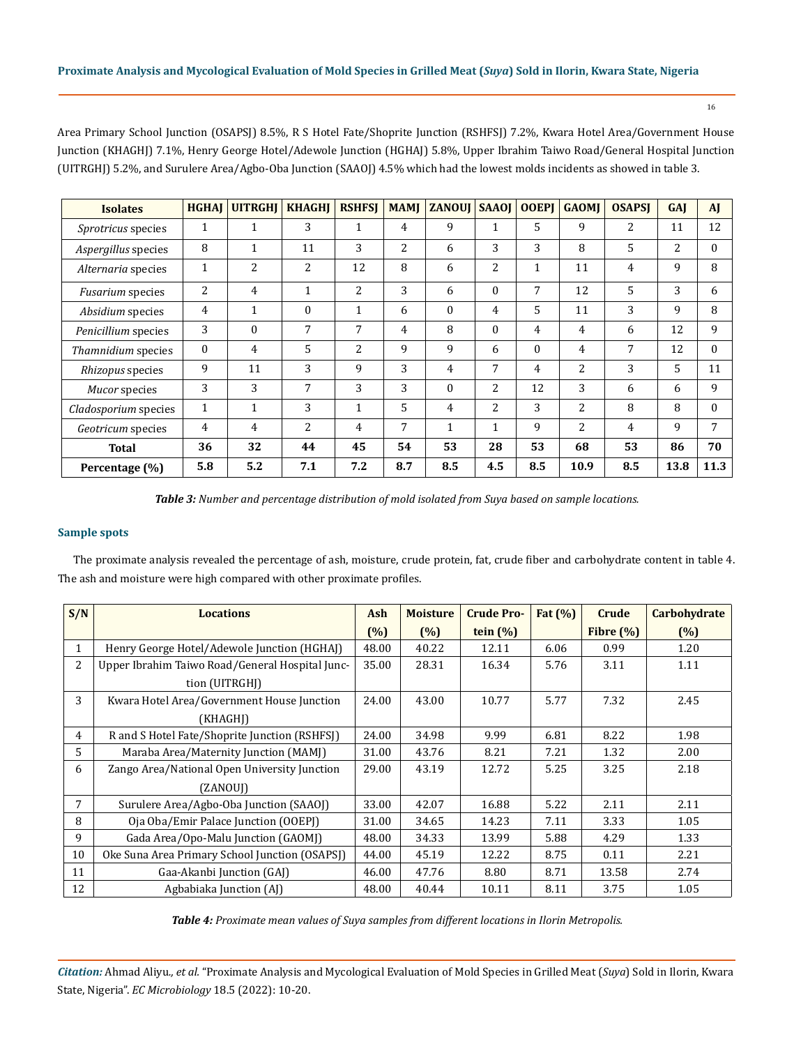Area Primary School Junction (OSAPSJ) 8.5%, R S Hotel Fate/Shoprite Junction (RSHFSJ) 7.2%, Kwara Hotel Area/Government House Junction (KHAGHJ) 7.1%, Henry George Hotel/Adewole Junction (HGHAJ) 5.8%, Upper Ibrahim Taiwo Road/General Hospital Junction (UITRGHJ) 5.2%, and Surulere Area/Agbo-Oba Junction (SAAOJ) 4.5% which had the lowest molds incidents as showed in table 3.

| Isolates | HGHAJ | UITRGHJ | KHAGHJ | RSHFSJ | MAMJ | ZANOUJ | SAAOJ | OOEPJ | GAOMJ | OSAPSJ | GAJ | AJ |
|---|---|---|---|---|---|---|---|---|---|---|---|---|
| *Sprotricus* species | 1 | 1 | 3 | 1 | 4 | 9 | 1 | 5 | 9 | 2 | 11 | 12 |
| *Aspergillus* species | 8 | 1 | 11 | 3 | 2 | 6 | 3 | 3 | 8 | 5 | 2 | 0 |
| *Alternaria* species | 1 | 2 | 2 | 12 | 8 | 6 | 2 | 1 | 11 | 4 | 9 | 8 |
| *Fusarium* species | 2 | 4 | 1 | 2 | 3 | 6 | 0 | 7 | 12 | 5 | 3 | 6 |
| *Absidium* species | 4 | 1 | 0 | 1 | 6 | 0 | 4 | 5 | 11 | 3 | 9 | 8 |
| *Penicillium* species | 3 | 0 | 7 | 7 | 4 | 8 | 0 | 4 | 4 | 6 | 12 | 9 |
| *Thamnidium* species | 0 | 4 | 5 | 2 | 9 | 9 | 6 | 0 | 4 | 7 | 12 | 0 |
| *Rhizopus* species | 9 | 11 | 3 | 9 | 3 | 4 | 7 | 4 | 2 | 3 | 5 | 11 |
| *Mucor* species | 3 | 3 | 7 | 3 | 3 | 0 | 2 | 12 | 3 | 6 | 6 | 9 |
| *Cladosporium* species | 1 | 1 | 3 | 1 | 5 | 4 | 2 | 3 | 2 | 8 | 8 | 0 |
| *Geotricum* species | 4 | 4 | 2 | 4 | 7 | 1 | 1 | 9 | 2 | 4 | 9 | 7 |
| **Total** | **36** | **32** | **44** | **45** | **54** | **53** | **28** | **53** | **68** | **53** | **86** | **70** |
| **Percentage (%)** | **5.8** | **5.2** | **7.1** | **7.2** | **8.7** | **8.5** | **4.5** | **8.5** | **10.9** | **8.5** | **13.8** | **11.3** |

***Table 3:** Number and percentage distribution of mold isolated from Suya based on sample locations.*

### Sample spots

The proximate analysis revealed the percentage of ash, moisture, crude protein, fat, crude fiber and carbohydrate content in table 4. The ash and moisture were high compared with other proximate profiles.

| S/N | Locations | Ash (%) | Moisture (%) | Crude Protein (%) | Fat (%) | Crude Fibre (%) | Carbohydrate (%) |
|---|---|---|---|---|---|---|---|
| 1 | Henry George Hotel/Adewole Junction (HGHAJ) | 48.00 | 40.22 | 12.11 | 6.06 | 0.99 | 1.20 |
| 2 | Upper Ibrahim Taiwo Road/General Hospital Junction (UITRGHJ) | 35.00 | 28.31 | 16.34 | 5.76 | 3.11 | 1.11 |
| 3 | Kwara Hotel Area/Government House Junction (KHAGHJ) | 24.00 | 43.00 | 10.77 | 5.77 | 7.32 | 2.45 |
| 4 | R and S Hotel Fate/Shoprite Junction (RSHFSJ) | 24.00 | 34.98 | 9.99 | 6.81 | 8.22 | 1.98 |
| 5 | Maraba Area/Maternity Junction (MAMJ) | 31.00 | 43.76 | 8.21 | 7.21 | 1.32 | 2.00 |
| 6 | Zango Area/National Open University Junction (ZANOUJ) | 29.00 | 43.19 | 12.72 | 5.25 | 3.25 | 2.18 |
| 7 | Surulere Area/Agbo-Oba Junction (SAAOJ) | 33.00 | 42.07 | 16.88 | 5.22 | 2.11 | 2.11 |
| 8 | Oja Oba/Emir Palace Junction (OOEPJ) | 31.00 | 34.65 | 14.23 | 7.11 | 3.33 | 1.05 |
| 9 | Gada Area/Opo-Malu Junction (GAOMJ) | 48.00 | 34.33 | 13.99 | 5.88 | 4.29 | 1.33 |
| 10 | Oke Suna Area Primary School Junction (OSAPSJ) | 44.00 | 45.19 | 12.22 | 8.75 | 0.11 | 2.21 |
| 11 | Gaa-Akanbi Junction (GAJ) | 46.00 | 47.76 | 8.80 | 8.71 | 13.58 | 2.74 |
| 12 | Agbabiaka Junction (AJ) | 48.00 | 40.44 | 10.11 | 8.11 | 3.75 | 1.05 |

***Table 4:** Proximate mean values of Suya samples from different locations in Ilorin Metropolis.*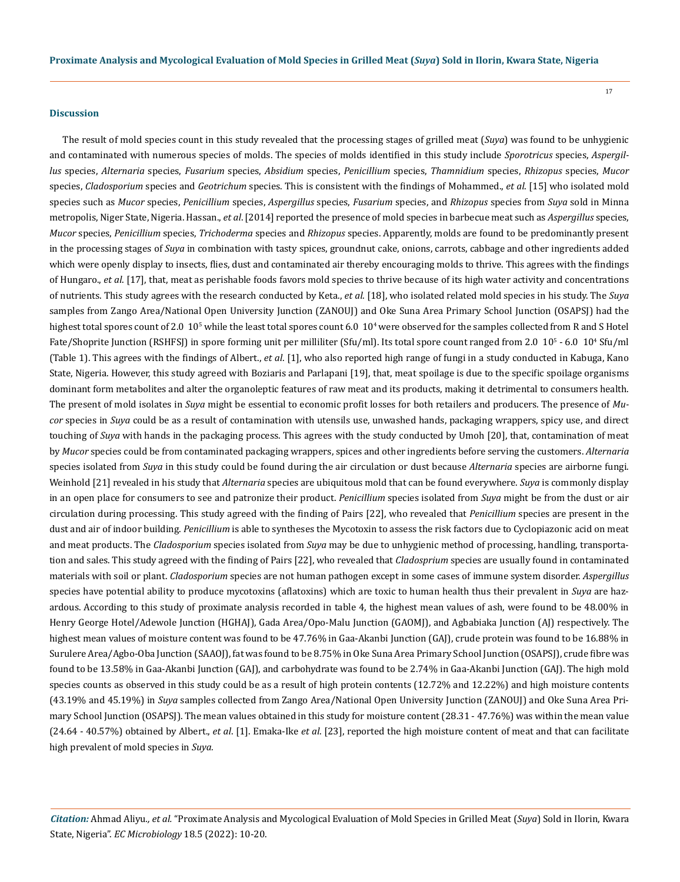## Discussion

The result of mold species count in this study revealed that the processing stages of grilled meat (*Suya*) was found to be unhygienic and contaminated with numerous species of molds. The species of molds identified in this study include *Sporotricus* species, *Aspergillus* species, *Alternaria* species, *Fusarium* species, *Absidium* species, *Penicillium* species, *Thamnidium* species, *Rhizopus* species, *Mucor* species, *Cladosporium* species and *Geotrichum* species. This is consistent with the findings of Mohammed., *et al*. [15] who isolated mold species such as *Mucor* species, *Penicillium* species, *Aspergillus* species, *Fusarium* species, and *Rhizopus* species from *Suya* sold in Minna metropolis, Niger State, Nigeria. Hassan., *et al*. [2014] reported the presence of mold species in barbecue meat such as *Aspergillus* species, *Mucor* species, *Penicillium* species, *Trichoderma* species and *Rhizopus* species. Apparently, molds are found to be predominantly present in the processing stages of *Suya* in combination with tasty spices, groundnut cake, onions, carrots, cabbage and other ingredients added which were openly display to insects, flies, dust and contaminated air thereby encouraging molds to thrive. This agrees with the findings of Hungaro., *et al*. [17], that, meat as perishable foods favors mold species to thrive because of its high water activity and concentrations of nutrients. This study agrees with the research conducted by Keta., *et al*. [18], who isolated related mold species in his study. The *Suya* samples from Zango Area/National Open University Junction (ZANOUJ) and Oke Suna Area Primary School Junction (OSAPSJ) had the highest total spores count of 2.0 $10^5$ while the least total spores count 6.0 $10^4$ were observed for the samples collected from R and S Hotel Fate/Shoprite Junction (RSHFSJ) in spore forming unit per milliliter (Sfu/ml). Its total spore count ranged from 2.0 $10^5$ - 6.0 $10^4$ Sfu/ml (Table 1). This agrees with the findings of Albert., *et al*. [1], who also reported high range of fungi in a study conducted in Kabuga, Kano State, Nigeria. However, this study agreed with Boziaris and Parlapani [19], that, meat spoilage is due to the specific spoilage organisms dominant form metabolites and alter the organoleptic features of raw meat and its products, making it detrimental to consumers health. The present of mold isolates in *Suya* might be essential to economic profit losses for both retailers and producers. The presence of *Mucor* species in *Suya* could be as a result of contamination with utensils use, unwashed hands, packaging wrappers, spicy use, and direct touching of *Suya* with hands in the packaging process. This agrees with the study conducted by Umoh [20], that, contamination of meat by *Mucor* species could be from contaminated packaging wrappers, spices and other ingredients before serving the customers. *Alternaria* species isolated from *Suya* in this study could be found during the air circulation or dust because *Alternaria* species are airborne fungi. Weinhold [21] revealed in his study that *Alternaria* species are ubiquitous mold that can be found everywhere. *Suya* is commonly display in an open place for consumers to see and patronize their product. *Penicillium* species isolated from *Suya* might be from the dust or air circulation during processing. This study agreed with the finding of Pairs [22], who revealed that *Penicillium* species are present in the dust and air of indoor building. *Penicillium* is able to syntheses the Mycotoxin to assess the risk factors due to Cyclopiazonic acid on meat and meat products. The *Cladosporium* species isolated from *Suya* may be due to unhygienic method of processing, handling, transportation and sales. This study agreed with the finding of Pairs [22], who revealed that *Cladosprium* species are usually found in contaminated materials with soil or plant. *Cladosporium* species are not human pathogen except in some cases of immune system disorder. *Aspergillus* species have potential ability to produce mycotoxins (aflatoxins) which are toxic to human health thus their prevalent in *Suya* are hazardous. According to this study of proximate analysis recorded in table 4, the highest mean values of ash, were found to be 48.00% in Henry George Hotel/Adewole Junction (HGHAJ), Gada Area/Opo-Malu Junction (GAOMJ), and Agbabiaka Junction (AJ) respectively. The highest mean values of moisture content was found to be 47.76% in Gaa-Akanbi Junction (GAJ), crude protein was found to be 16.88% in Surulere Area/Agbo-Oba Junction (SAAOJ), fat was found to be 8.75% in Oke Suna Area Primary School Junction (OSAPSJ), crude fibre was found to be 13.58% in Gaa-Akanbi Junction (GAJ), and carbohydrate was found to be 2.74% in Gaa-Akanbi Junction (GAJ). The high mold species counts as observed in this study could be as a result of high protein contents (12.72% and 12.22%) and high moisture contents (43.19% and 45.19%) in *Suya* samples collected from Zango Area/National Open University Junction (ZANOUJ) and Oke Suna Area Primary School Junction (OSAPSJ). The mean values obtained in this study for moisture content (28.31 - 47.76%) was within the mean value (24.64 - 40.57%) obtained by Albert., *et al*. [1]. Emaka-Ike *et al*. [23], reported the high moisture content of meat and that can facilitate high prevalent of mold species in *Suya*.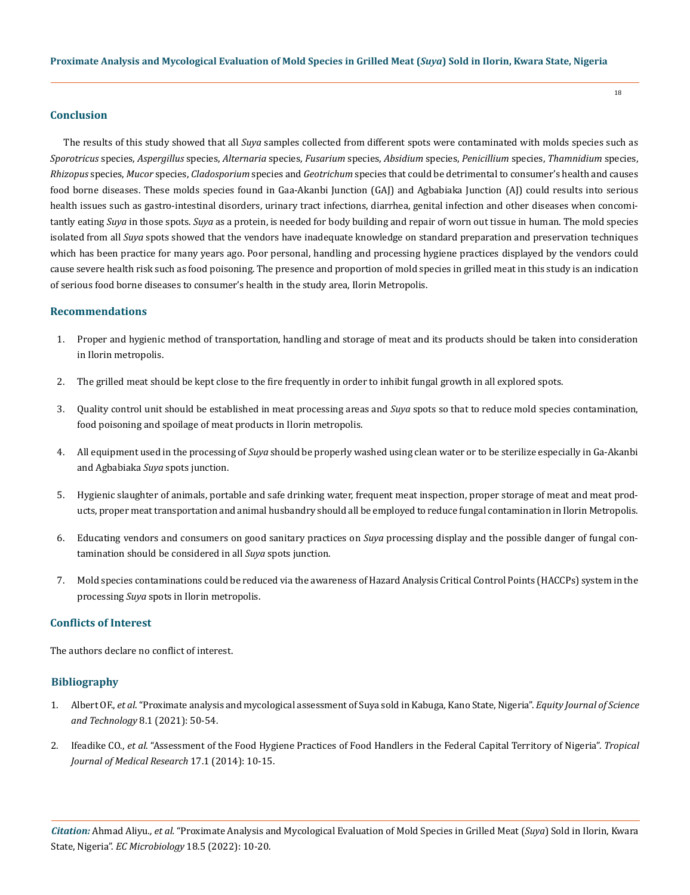## Conclusion

The results of this study showed that all *Suya* samples collected from different spots were contaminated with molds species such as *Sporotricus* species, *Aspergillus* species, *Alternaria* species, *Fusarium* species, *Absidium* species, *Penicillium* species, *Thamnidium* species, *Rhizopus* species, *Mucor* species, *Cladosporium* species and *Geotrichum* species that could be detrimental to consumer's health and causes food borne diseases. These molds species found in Gaa-Akanbi Junction (GAJ) and Agbabiaka Junction (AJ) could results into serious health issues such as gastro-intestinal disorders, urinary tract infections, diarrhea, genital infection and other diseases when concomitantly eating *Suya* in those spots. *Suya* as a protein, is needed for body building and repair of worn out tissue in human. The mold species isolated from all *Suya* spots showed that the vendors have inadequate knowledge on standard preparation and preservation techniques which has been practice for many years ago. Poor personal, handling and processing hygiene practices displayed by the vendors could cause severe health risk such as food poisoning. The presence and proportion of mold species in grilled meat in this study is an indication of serious food borne diseases to consumer's health in the study area, Ilorin Metropolis.

## Recommendations

1. Proper and hygienic method of transportation, handling and storage of meat and its products should be taken into consideration in Ilorin metropolis.
2. The grilled meat should be kept close to the fire frequently in order to inhibit fungal growth in all explored spots.
3. Quality control unit should be established in meat processing areas and *Suya* spots so that to reduce mold species contamination, food poisoning and spoilage of meat products in Ilorin metropolis.
4. All equipment used in the processing of *Suya* should be properly washed using clean water or to be sterilize especially in Ga-Akanbi and Agbabiaka *Suya* spots junction.
5. Hygienic slaughter of animals, portable and safe drinking water, frequent meat inspection, proper storage of meat and meat products, proper meat transportation and animal husbandry should all be employed to reduce fungal contamination in Ilorin Metropolis.
6. Educating vendors and consumers on good sanitary practices on *Suya* processing display and the possible danger of fungal contamination should be considered in all *Suya* spots junction.
7. Mold species contaminations could be reduced via the awareness of Hazard Analysis Critical Control Points (HACCPs) system in the processing *Suya* spots in Ilorin metropolis.

## Conflicts of Interest

The authors declare no conflict of interest.

## Bibliography

1. Albert OF., *et al*. "Proximate analysis and mycological assessment of Suya sold in Kabuga, Kano State, Nigeria". *Equity Journal of Science and Technology* 8.1 (2021): 50-54.
2. Ifeadike CO., *et al*. "Assessment of the Food Hygiene Practices of Food Handlers in the Federal Capital Territory of Nigeria". *Tropical Journal of Medical Research* 17.1 (2014): 10-15.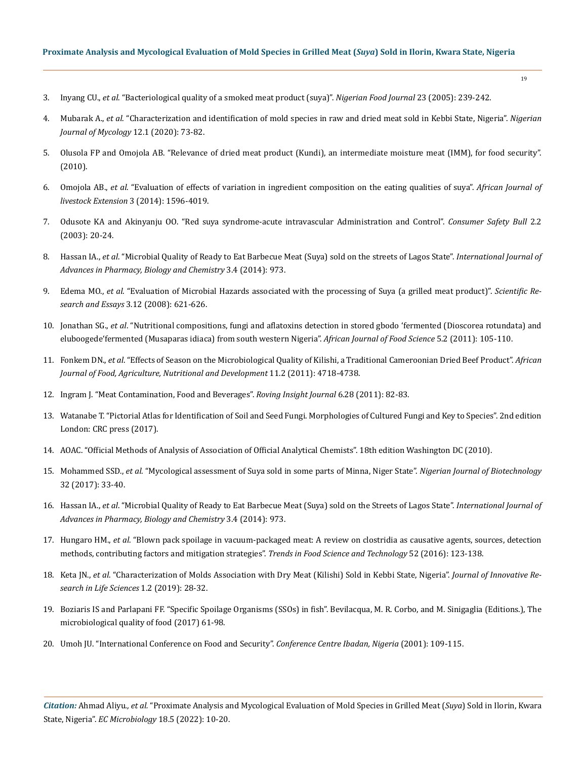3. Inyang CU., *et al*. "Bacteriological quality of a smoked meat product (suya)". *Nigerian Food Journal* 23 (2005): 239-242.
4. Mubarak A., *et al*. "Characterization and identification of mold species in raw and dried meat sold in Kebbi State, Nigeria". *Nigerian Journal of Mycology* 12.1 (2020): 73-82.
5. Olusola FP and Omojola AB. "Relevance of dried meat product (Kundi), an intermediate moisture meat (IMM), for food security". (2010).
6. Omojola AB., *et al*. "Evaluation of effects of variation in ingredient composition on the eating qualities of suya". *African Journal of livestock Extension* 3 (2014): 1596-4019.
7. Odusote KA and Akinyanju OO. "Red suya syndrome-acute intravascular Administration and Control". *Consumer Safety Bull* 2.2 (2003): 20-24.
8. Hassan IA., *et al*. "Microbial Quality of Ready to Eat Barbecue Meat (Suya) sold on the streets of Lagos State". *International Journal of Advances in Pharmacy, Biology and Chemistry* 3.4 (2014): 973.
9. Edema MO., *et al*. "Evaluation of Microbial Hazards associated with the processing of Suya (a grilled meat product)". *Scientific Research and Essays* 3.12 (2008): 621-626.
10. Jonathan SG., *et al*. "Nutritional compositions, fungi and aflatoxins detection in stored gbodo 'fermented (Dioscorea rotundata) and eluboogede'fermented (Musaparas idiaca) from south western Nigeria". *African Journal of Food Science* 5.2 (2011): 105-110.
11. Fonkem DN., *et al*. "Effects of Season on the Microbiological Quality of Kilishi, a Traditional Cameroonian Dried Beef Product". *African Journal of Food, Agriculture, Nutritional and Development* 11.2 (2011): 4718-4738.
12. Ingram J. "Meat Contamination, Food and Beverages". *Roving Insight Journal* 6.28 (2011): 82-83.
13. Watanabe T. "Pictorial Atlas for Identification of Soil and Seed Fungi. Morphologies of Cultured Fungi and Key to Species". 2nd edition London: CRC press (2017).
14. AOAC. "Official Methods of Analysis of Association of Official Analytical Chemists". 18th edition Washington DC (2010).
15. Mohammed SSD., *et al*. "Mycological assessment of Suya sold in some parts of Minna, Niger State". *Nigerian Journal of Biotechnology* 32 (2017): 33-40.
16. Hassan IA., *et al*. "Microbial Quality of Ready to Eat Barbecue Meat (Suya) sold on the Streets of Lagos State". *International Journal of Advances in Pharmacy, Biology and Chemistry* 3.4 (2014): 973.
17. Hungaro HM., *et al*. "Blown pack spoilage in vacuum-packaged meat: A review on clostridia as causative agents, sources, detection methods, contributing factors and mitigation strategies". *Trends in Food Science and Technology* 52 (2016): 123-138.
18. Keta JN., *et al*. "Characterization of Molds Association with Dry Meat (Kilishi) Sold in Kebbi State, Nigeria". *Journal of Innovative Research in Life Sciences* 1.2 (2019): 28-32.
19. Boziaris IS and Parlapani FF. "Specific Spoilage Organisms (SSOs) in fish". Bevilacqua, M. R. Corbo, and M. Sinigaglia (Editions.), The microbiological quality of food (2017) 61-98.
20. Umoh JU. "International Conference on Food and Security". *Conference Centre Ibadan, Nigeria* (2001): 109-115.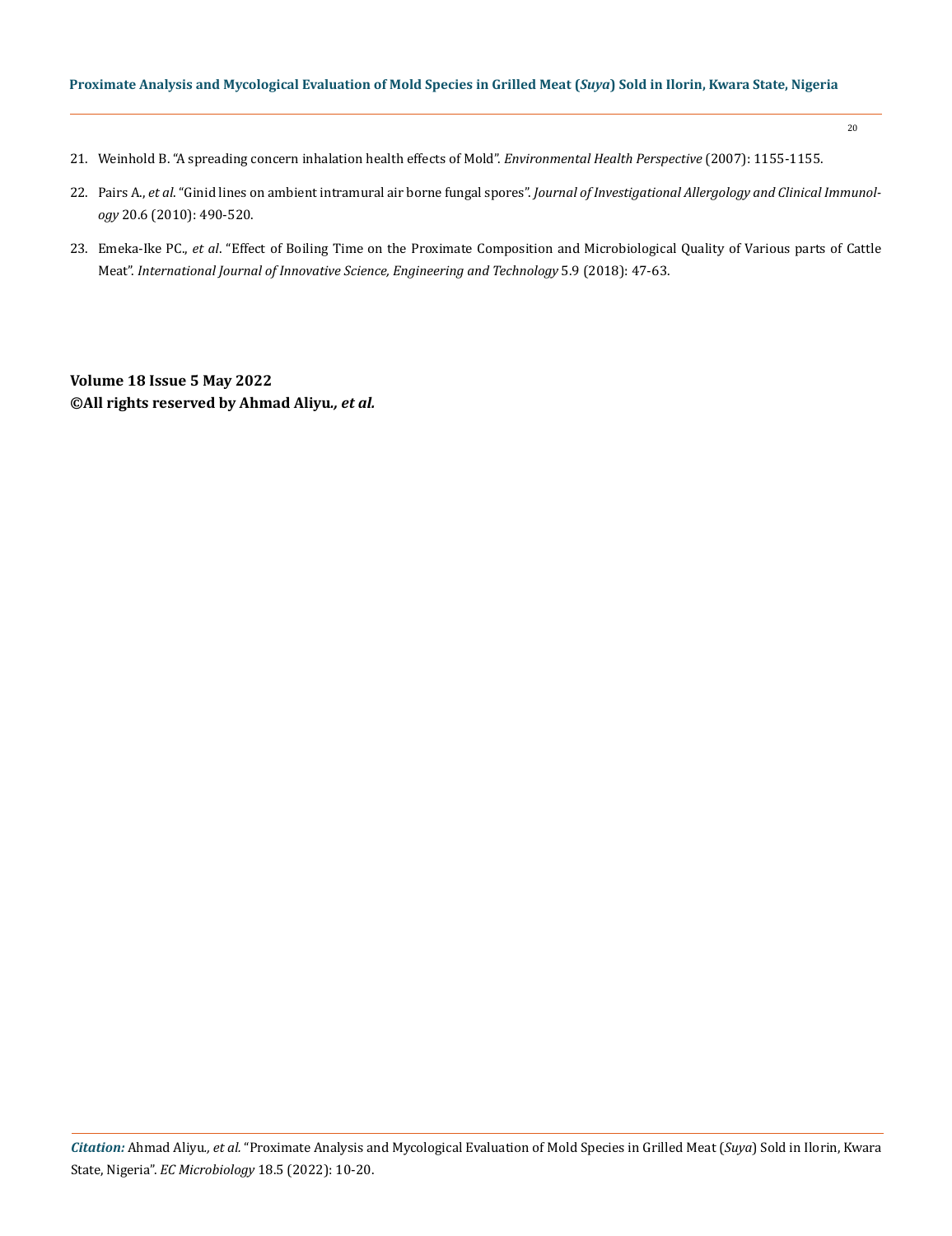21. Weinhold B. "A spreading concern inhalation health effects of Mold". *Environmental Health Perspective* (2007): 1155-1155.

22. Pairs A., *et al*. "Ginid lines on ambient intramural air borne fungal spores". *Journal of Investigational Allergology and Clinical Immunology* 20.6 (2010): 490-520.

23. Emeka-Ike PC., *et al*. "Effect of Boiling Time on the Proximate Composition and Microbiological Quality of Various parts of Cattle Meat". *International Journal of Innovative Science, Engineering and Technology* 5.9 (2018): 47-63.

**Volume 18 Issue 5 May 2022**
**©All rights reserved by Ahmad Aliyu*., et al.***